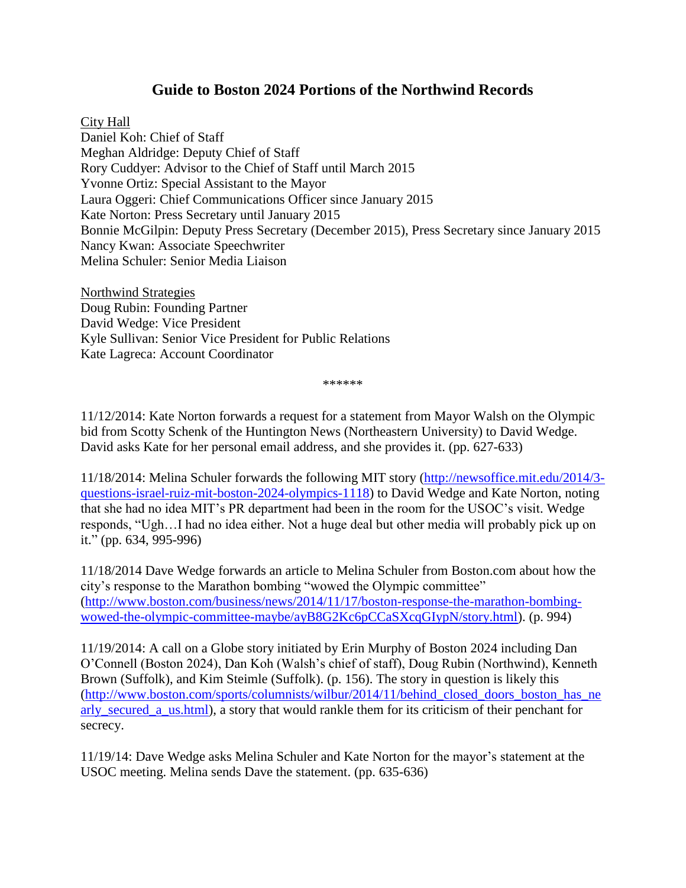# Guide to Boston 2024 Portions of the Northwind Records

City Hall
Daniel Koh: Chief of Staff
Meghan Aldridge: Deputy Chief of Staff
Rory Cuddyer: Advisor to the Chief of Staff until March 2015
Yvonne Ortiz: Special Assistant to the Mayor
Laura Oggeri: Chief Communications Officer since January 2015
Kate Norton: Press Secretary until January 2015
Bonnie McGilpin: Deputy Press Secretary (December 2015), Press Secretary since January 2015
Nancy Kwan: Associate Speechwriter
Melina Schuler: Senior Media Liaison

Northwind Strategies
Doug Rubin: Founding Partner
David Wedge: Vice President
Kyle Sullivan: Senior Vice President for Public Relations
Kate Lagreca: Account Coordinator

******

11/12/2014: Kate Norton forwards a request for a statement from Mayor Walsh on the Olympic bid from Scotty Schenk of the Huntington News (Northeastern University) to David Wedge. David asks Kate for her personal email address, and she provides it. (pp. 627-633)

11/18/2014: Melina Schuler forwards the following MIT story (http://newsoffice.mit.edu/2014/3-questions-israel-ruiz-mit-boston-2024-olympics-1118) to David Wedge and Kate Norton, noting that she had no idea MIT's PR department had been in the room for the USOC's visit. Wedge responds, "Ugh…I had no idea either. Not a huge deal but other media will probably pick up on it." (pp. 634, 995-996)

11/18/2014 Dave Wedge forwards an article to Melina Schuler from Boston.com about how the city's response to the Marathon bombing "wowed the Olympic committee" (http://www.boston.com/business/news/2014/11/17/boston-response-the-marathon-bombing-wowed-the-olympic-committee-maybe/ayB8G2Kc6pCCaSXcqGIypN/story.html). (p. 994)

11/19/2014: A call on a Globe story initiated by Erin Murphy of Boston 2024 including Dan O'Connell (Boston 2024), Dan Koh (Walsh's chief of staff), Doug Rubin (Northwind), Kenneth Brown (Suffolk), and Kim Steimle (Suffolk). (p. 156). The story in question is likely this (http://www.boston.com/sports/columnists/wilbur/2014/11/behind_closed_doors_boston_has_nearly_secured_a_us.html), a story that would rankle them for its criticism of their penchant for secrecy.

11/19/14: Dave Wedge asks Melina Schuler and Kate Norton for the mayor's statement at the USOC meeting. Melina sends Dave the statement. (pp. 635-636)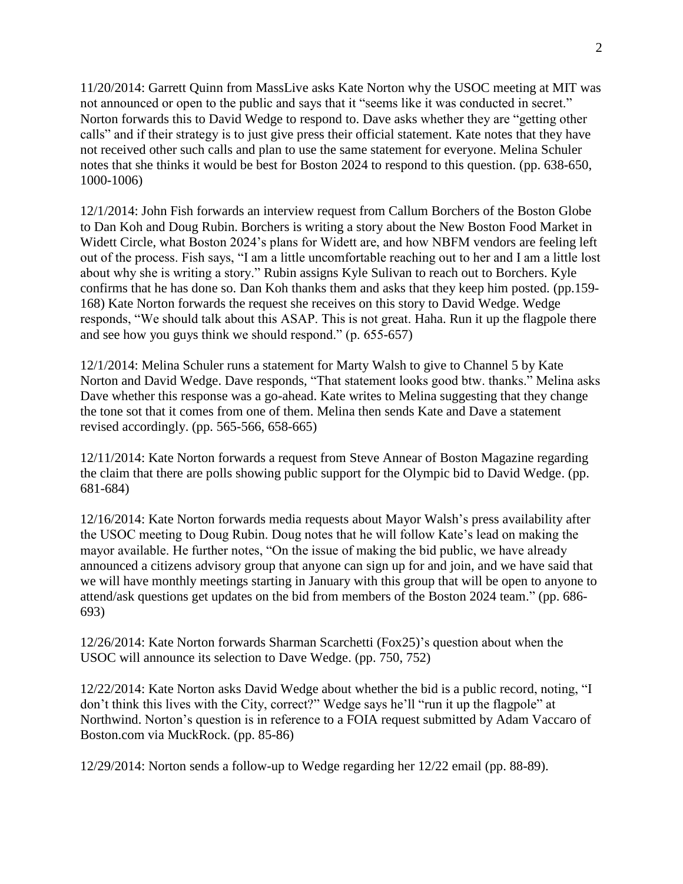11/20/2014: Garrett Quinn from MassLive asks Kate Norton why the USOC meeting at MIT was not announced or open to the public and says that it "seems like it was conducted in secret." Norton forwards this to David Wedge to respond to. Dave asks whether they are "getting other calls" and if their strategy is to just give press their official statement. Kate notes that they have not received other such calls and plan to use the same statement for everyone. Melina Schuler notes that she thinks it would be best for Boston 2024 to respond to this question. (pp. 638-650, 1000-1006)

12/1/2014: John Fish forwards an interview request from Callum Borchers of the Boston Globe to Dan Koh and Doug Rubin. Borchers is writing a story about the New Boston Food Market in Widett Circle, what Boston 2024's plans for Widett are, and how NBFM vendors are feeling left out of the process. Fish says, "I am a little uncomfortable reaching out to her and I am a little lost about why she is writing a story." Rubin assigns Kyle Sulivan to reach out to Borchers. Kyle confirms that he has done so. Dan Koh thanks them and asks that they keep him posted. (pp.159-168) Kate Norton forwards the request she receives on this story to David Wedge. Wedge responds, "We should talk about this ASAP. This is not great. Haha. Run it up the flagpole there and see how you guys think we should respond." (p. 655-657)

12/1/2014: Melina Schuler runs a statement for Marty Walsh to give to Channel 5 by Kate Norton and David Wedge. Dave responds, "That statement looks good btw. thanks." Melina asks Dave whether this response was a go-ahead. Kate writes to Melina suggesting that they change the tone sot that it comes from one of them. Melina then sends Kate and Dave a statement revised accordingly. (pp. 565-566, 658-665)

12/11/2014: Kate Norton forwards a request from Steve Annear of Boston Magazine regarding the claim that there are polls showing public support for the Olympic bid to David Wedge. (pp. 681-684)

12/16/2014: Kate Norton forwards media requests about Mayor Walsh's press availability after the USOC meeting to Doug Rubin. Doug notes that he will follow Kate's lead on making the mayor available. He further notes, "On the issue of making the bid public, we have already announced a citizens advisory group that anyone can sign up for and join, and we have said that we will have monthly meetings starting in January with this group that will be open to anyone to attend/ask questions get updates on the bid from members of the Boston 2024 team." (pp. 686-693)

12/26/2014: Kate Norton forwards Sharman Scarchetti (Fox25)'s question about when the USOC will announce its selection to Dave Wedge. (pp. 750, 752)

12/22/2014: Kate Norton asks David Wedge about whether the bid is a public record, noting, "I don't think this lives with the City, correct?" Wedge says he'll "run it up the flagpole" at Northwind. Norton's question is in reference to a FOIA request submitted by Adam Vaccaro of Boston.com via MuckRock. (pp. 85-86)

12/29/2014: Norton sends a follow-up to Wedge regarding her 12/22 email (pp. 88-89).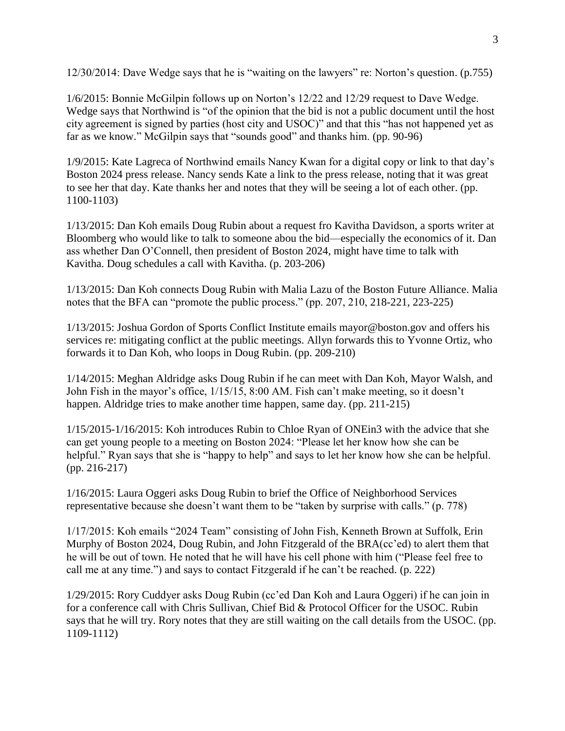12/30/2014: Dave Wedge says that he is "waiting on the lawyers" re: Norton's question. (p.755)

1/6/2015: Bonnie McGilpin follows up on Norton's 12/22 and 12/29 request to Dave Wedge. Wedge says that Northwind is "of the opinion that the bid is not a public document until the host city agreement is signed by parties (host city and USOC)" and that this "has not happened yet as far as we know." McGilpin says that "sounds good" and thanks him. (pp. 90-96)

1/9/2015: Kate Lagreca of Northwind emails Nancy Kwan for a digital copy or link to that day's Boston 2024 press release. Nancy sends Kate a link to the press release, noting that it was great to see her that day. Kate thanks her and notes that they will be seeing a lot of each other. (pp. 1100-1103)

1/13/2015: Dan Koh emails Doug Rubin about a request fro Kavitha Davidson, a sports writer at Bloomberg who would like to talk to someone abou the bid—especially the economics of it. Dan ass whether Dan O'Connell, then president of Boston 2024, might have time to talk with Kavitha. Doug schedules a call with Kavitha. (p. 203-206)

1/13/2015: Dan Koh connects Doug Rubin with Malia Lazu of the Boston Future Alliance. Malia notes that the BFA can "promote the public process." (pp. 207, 210, 218-221, 223-225)

1/13/2015: Joshua Gordon of Sports Conflict Institute emails mayor@boston.gov and offers his services re: mitigating conflict at the public meetings. Allyn forwards this to Yvonne Ortiz, who forwards it to Dan Koh, who loops in Doug Rubin. (pp. 209-210)

1/14/2015: Meghan Aldridge asks Doug Rubin if he can meet with Dan Koh, Mayor Walsh, and John Fish in the mayor's office, 1/15/15, 8:00 AM. Fish can't make meeting, so it doesn't happen. Aldridge tries to make another time happen, same day. (pp. 211-215)

1/15/2015-1/16/2015: Koh introduces Rubin to Chloe Ryan of ONEin3 with the advice that she can get young people to a meeting on Boston 2024: "Please let her know how she can be helpful." Ryan says that she is "happy to help" and says to let her know how she can be helpful. (pp. 216-217)

1/16/2015: Laura Oggeri asks Doug Rubin to brief the Office of Neighborhood Services representative because she doesn't want them to be "taken by surprise with calls." (p. 778)

1/17/2015: Koh emails "2024 Team" consisting of John Fish, Kenneth Brown at Suffolk, Erin Murphy of Boston 2024, Doug Rubin, and John Fitzgerald of the BRA(cc'ed) to alert them that he will be out of town. He noted that he will have his cell phone with him ("Please feel free to call me at any time.") and says to contact Fitzgerald if he can't be reached. (p. 222)

1/29/2015: Rory Cuddyer asks Doug Rubin (cc'ed Dan Koh and Laura Oggeri) if he can join in for a conference call with Chris Sullivan, Chief Bid & Protocol Officer for the USOC. Rubin says that he will try. Rory notes that they are still waiting on the call details from the USOC. (pp. 1109-1112)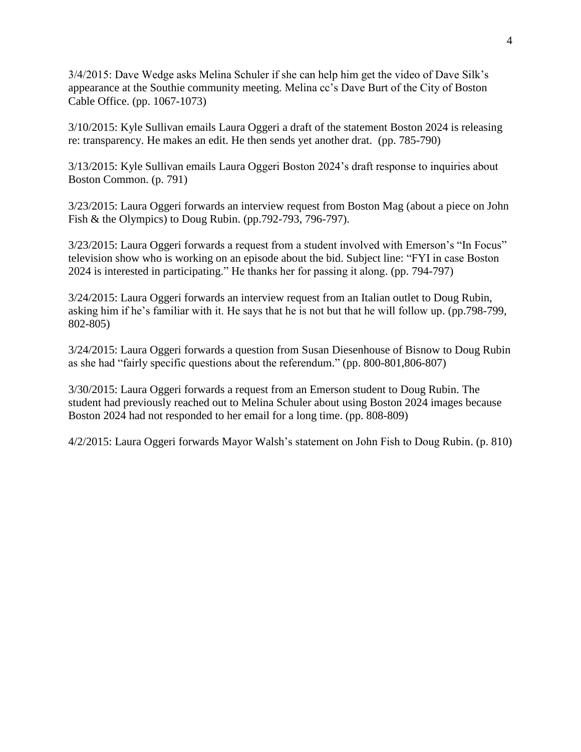3/4/2015: Dave Wedge asks Melina Schuler if she can help him get the video of Dave Silk's appearance at the Southie community meeting. Melina cc's Dave Burt of the City of Boston Cable Office. (pp. 1067-1073)

3/10/2015: Kyle Sullivan emails Laura Oggeri a draft of the statement Boston 2024 is releasing re: transparency. He makes an edit. He then sends yet another drat. (pp. 785-790)

3/13/2015: Kyle Sullivan emails Laura Oggeri Boston 2024's draft response to inquiries about Boston Common. (p. 791)

3/23/2015: Laura Oggeri forwards an interview request from Boston Mag (about a piece on John Fish & the Olympics) to Doug Rubin. (pp.792-793, 796-797).

3/23/2015: Laura Oggeri forwards a request from a student involved with Emerson's "In Focus" television show who is working on an episode about the bid. Subject line: "FYI in case Boston 2024 is interested in participating." He thanks her for passing it along. (pp. 794-797)

3/24/2015: Laura Oggeri forwards an interview request from an Italian outlet to Doug Rubin, asking him if he's familiar with it. He says that he is not but that he will follow up. (pp.798-799, 802-805)

3/24/2015: Laura Oggeri forwards a question from Susan Diesenhouse of Bisnow to Doug Rubin as she had "fairly specific questions about the referendum." (pp. 800-801,806-807)

3/30/2015: Laura Oggeri forwards a request from an Emerson student to Doug Rubin. The student had previously reached out to Melina Schuler about using Boston 2024 images because Boston 2024 had not responded to her email for a long time. (pp. 808-809)

4/2/2015: Laura Oggeri forwards Mayor Walsh's statement on John Fish to Doug Rubin. (p. 810)